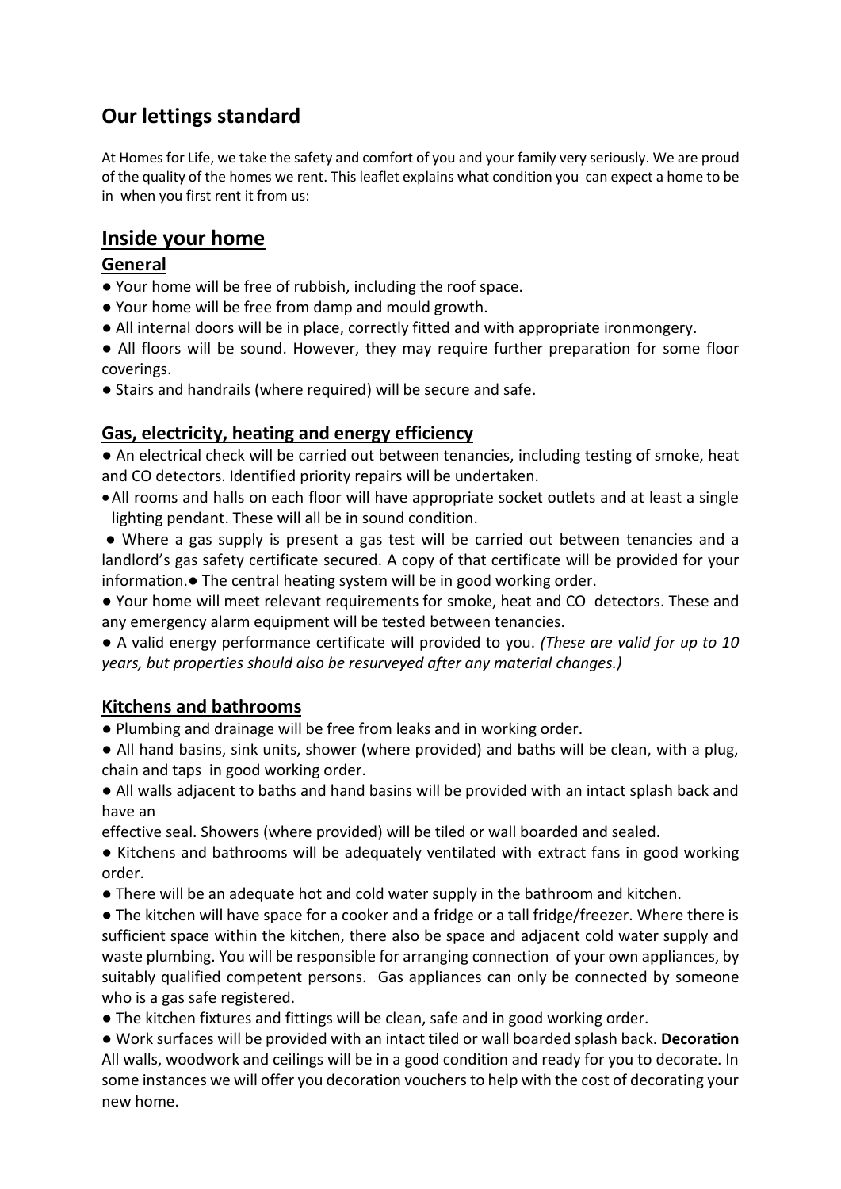## Our lettings standard

At Homes for Life, we take the safety and comfort of you and your family very seriously. We are proud of the quality of the homes we rent. This leaflet explains what condition you can expect a home to be in when you first rent it from us:

# Inside your home

### General

- Your home will be free of rubbish, including the roof space.
- Your home will be free from damp and mould growth.
- All internal doors will be in place, correctly fitted and with appropriate ironmongery.
- All floors will be sound. However, they may require further preparation for some floor coverings.
- Stairs and handrails (where required) will be secure and safe.

### Gas, electricity, heating and energy efficiency

- An electrical check will be carried out between tenancies, including testing of smoke, heat and CO detectors. Identified priority repairs will be undertaken.
- All rooms and halls on each floor will have appropriate socket outlets and at least a single lighting pendant. These will all be in sound condition.
- Where a gas supply is present a gas test will be carried out between tenancies and a landlord's gas safety certificate secured. A copy of that certificate will be provided for your information.
- The central heating system will be in good working order.
- Your home will meet relevant requirements for smoke, heat and CO detectors. These and any emergency alarm equipment will be tested between tenancies.
- A valid energy performance certificate will provided to you. *(These are valid for up to 10 years, but properties should also be resurveyed after any material changes.)*

### Kitchens and bathrooms

- Plumbing and drainage will be free from leaks and in working order.
- All hand basins, sink units, shower (where provided) and baths will be clean, with a plug, chain and taps in good working order.
- All walls adjacent to baths and hand basins will be provided with an intact splash back and have an effective seal. Showers (where provided) will be tiled or wall boarded and sealed.
- Kitchens and bathrooms will be adequately ventilated with extract fans in good working order.
- There will be an adequate hot and cold water supply in the bathroom and kitchen.
- The kitchen will have space for a cooker and a fridge or a tall fridge/freezer. Where there is sufficient space within the kitchen, there also be space and adjacent cold water supply and waste plumbing. You will be responsible for arranging connection of your own appliances, by suitably qualified competent persons. Gas appliances can only be connected by someone who is a gas safe registered.
- The kitchen fixtures and fittings will be clean, safe and in good working order.
- Work surfaces will be provided with an intact tiled or wall boarded splash back.

**Decoration**

All walls, woodwork and ceilings will be in a good condition and ready for you to decorate. In some instances we will offer you decoration vouchers to help with the cost of decorating your new home.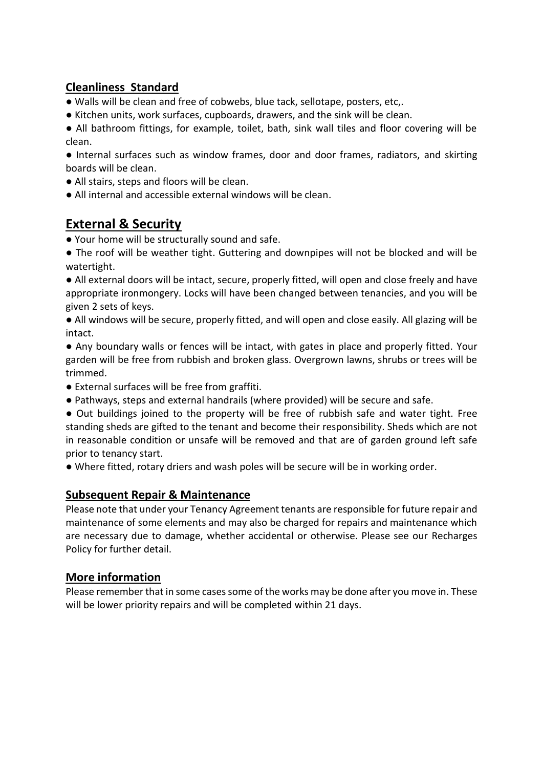## Cleanliness Standard

- Walls will be clean and free of cobwebs, blue tack, sellotape, posters, etc,.
- Kitchen units, work surfaces, cupboards, drawers, and the sink will be clean.
- All bathroom fittings, for example, toilet, bath, sink wall tiles and floor covering will be clean.
- Internal surfaces such as window frames, door and door frames, radiators, and skirting boards will be clean.
- All stairs, steps and floors will be clean.
- All internal and accessible external windows will be clean.

## External & Security

- Your home will be structurally sound and safe.
- The roof will be weather tight. Guttering and downpipes will not be blocked and will be watertight.
- All external doors will be intact, secure, properly fitted, will open and close freely and have appropriate ironmongery. Locks will have been changed between tenancies, and you will be given 2 sets of keys.
- All windows will be secure, properly fitted, and will open and close easily. All glazing will be intact.
- Any boundary walls or fences will be intact, with gates in place and properly fitted. Your garden will be free from rubbish and broken glass. Overgrown lawns, shrubs or trees will be trimmed.
- External surfaces will be free from graffiti.
- Pathways, steps and external handrails (where provided) will be secure and safe.
- Out buildings joined to the property will be free of rubbish safe and water tight. Free standing sheds are gifted to the tenant and become their responsibility. Sheds which are not in reasonable condition or unsafe will be removed and that are of garden ground left safe prior to tenancy start.
- Where fitted, rotary driers and wash poles will be secure will be in working order.

## Subsequent Repair & Maintenance

Please note that under your Tenancy Agreement tenants are responsible for future repair and maintenance of some elements and may also be charged for repairs and maintenance which are necessary due to damage, whether accidental or otherwise. Please see our Recharges Policy for further detail.

## More information

Please remember that in some cases some of the works may be done after you move in. These will be lower priority repairs and will be completed within 21 days.